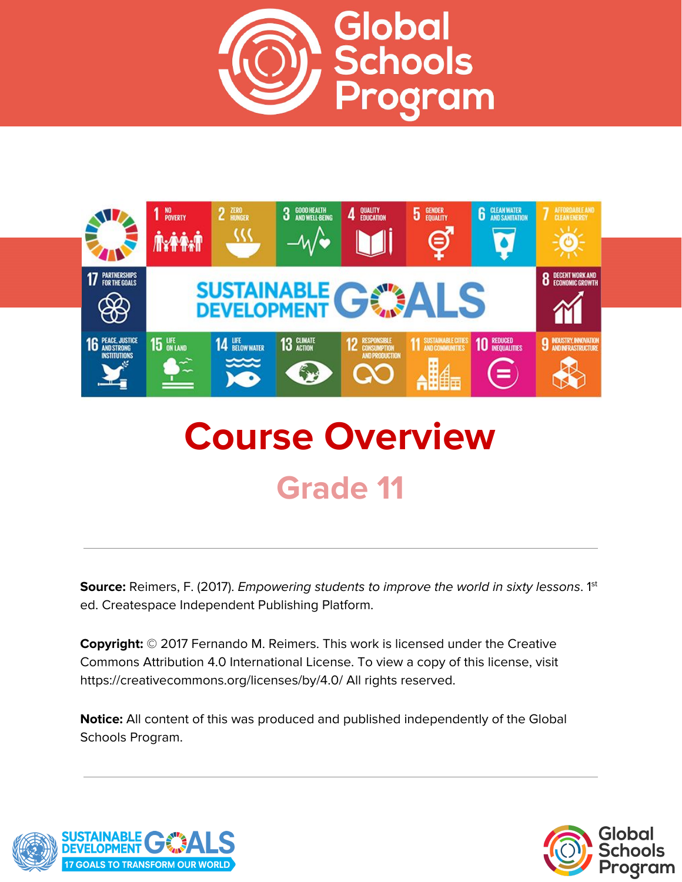# Global Schools Program

# Course Overview

## Grade 11

---

**Source:** Reimers, F. (2017). *Empowering students to improve the world in sixty lessons*. 1st ed. Createspace Independent Publishing Platform.

**Copyright:** © 2017 Fernando M. Reimers. This work is licensed under the Creative Commons Attribution 4.0 International License. To view a copy of this license, visit https://creativecommons.org/licenses/by/4.0/ All rights reserved.

**Notice:** All content of this was produced and published independently of the Global Schools Program.

---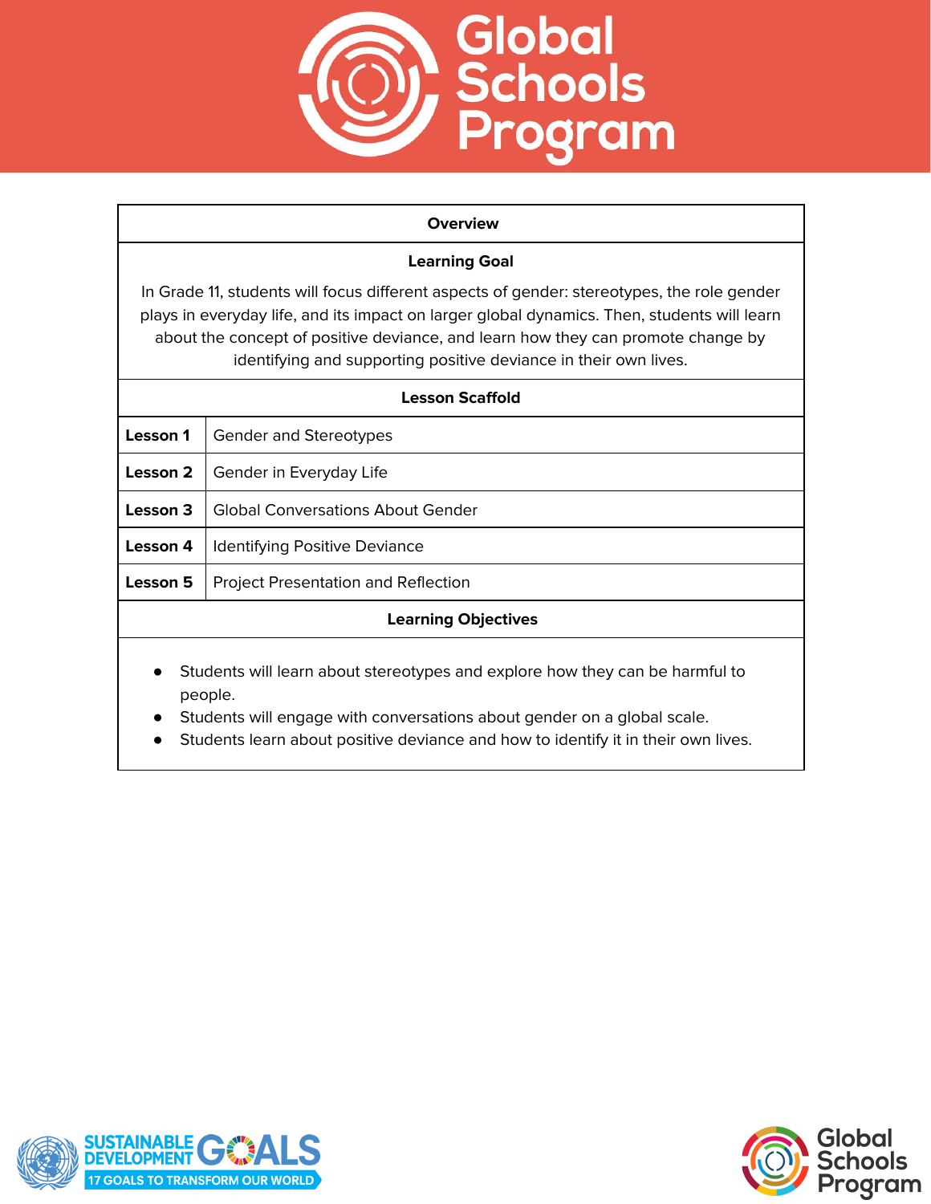## Overview

### Learning Goal

In Grade 11, students will focus different aspects of gender: stereotypes, the role gender plays in everyday life, and its impact on larger global dynamics. Then, students will learn about the concept of positive deviance, and learn how they can promote change by identifying and supporting positive deviance in their own lives.

### Lesson Scaffold

| | |
|---|---|
| **Lesson 1** | Gender and Stereotypes |
| **Lesson 2** | Gender in Everyday Life |
| **Lesson 3** | Global Conversations About Gender |
| **Lesson 4** | Identifying Positive Deviance |
| **Lesson 5** | Project Presentation and Reflection |

### Learning Objectives

- Students will learn about stereotypes and explore how they can be harmful to people.
- Students will engage with conversations about gender on a global scale.
- Students learn about positive deviance and how to identify it in their own lives.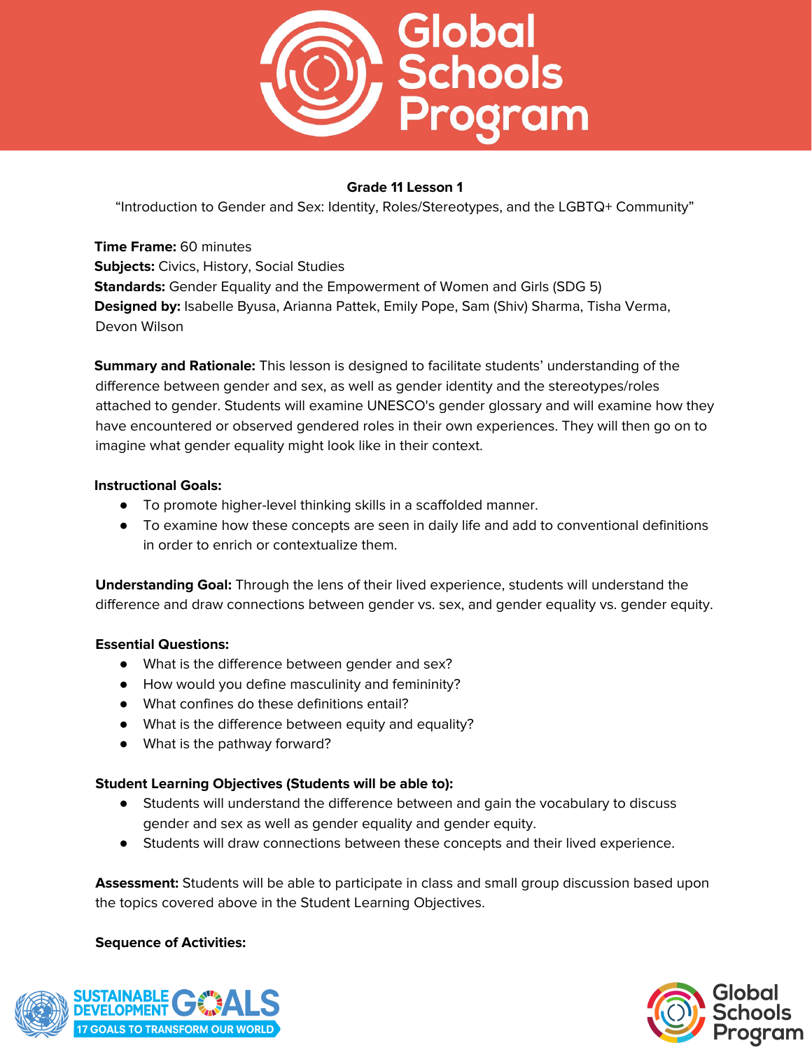**Grade 11 Lesson 1**

"Introduction to Gender and Sex: Identity, Roles/Stereotypes, and the LGBTQ+ Community"

**Time Frame:** 60 minutes
**Subjects:** Civics, History, Social Studies
**Standards:** Gender Equality and the Empowerment of Women and Girls (SDG 5)
**Designed by:** Isabelle Byusa, Arianna Pattek, Emily Pope, Sam (Shiv) Sharma, Tisha Verma, Devon Wilson

**Summary and Rationale:** This lesson is designed to facilitate students' understanding of the difference between gender and sex, as well as gender identity and the stereotypes/roles attached to gender. Students will examine UNESCO's gender glossary and will examine how they have encountered or observed gendered roles in their own experiences. They will then go on to imagine what gender equality might look like in their context.

**Instructional Goals:**

- To promote higher-level thinking skills in a scaffolded manner.
- To examine how these concepts are seen in daily life and add to conventional definitions in order to enrich or contextualize them.

**Understanding Goal:** Through the lens of their lived experience, students will understand the difference and draw connections between gender vs. sex, and gender equality vs. gender equity.

**Essential Questions:**

- What is the difference between gender and sex?
- How would you define masculinity and femininity?
- What confines do these definitions entail?
- What is the difference between equity and equality?
- What is the pathway forward?

**Student Learning Objectives (Students will be able to):**

- Students will understand the difference between and gain the vocabulary to discuss gender and sex as well as gender equality and gender equity.
- Students will draw connections between these concepts and their lived experience.

**Assessment:** Students will be able to participate in class and small group discussion based upon the topics covered above in the Student Learning Objectives.

**Sequence of Activities:**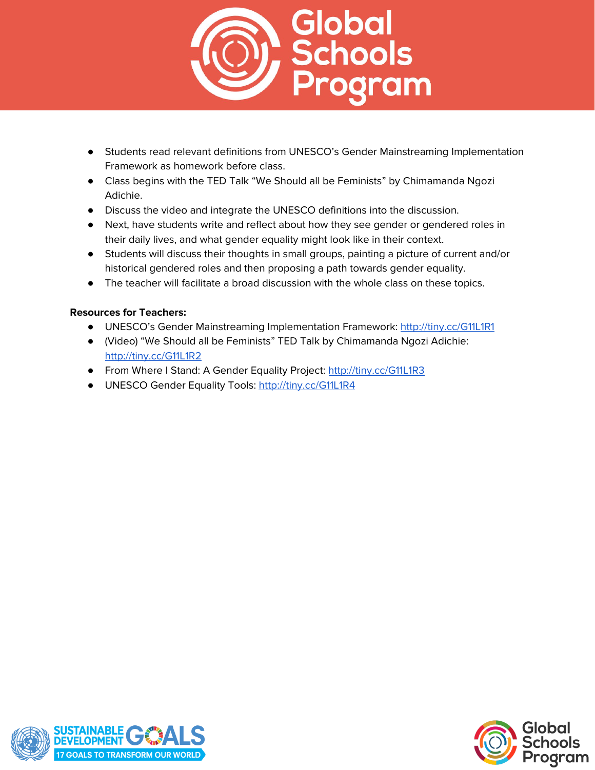- Students read relevant definitions from UNESCO's Gender Mainstreaming Implementation Framework as homework before class.
- Class begins with the TED Talk "We Should all be Feminists" by Chimamanda Ngozi Adichie.
- Discuss the video and integrate the UNESCO definitions into the discussion.
- Next, have students write and reflect about how they see gender or gendered roles in their daily lives, and what gender equality might look like in their context.
- Students will discuss their thoughts in small groups, painting a picture of current and/or historical gendered roles and then proposing a path towards gender equality.
- The teacher will facilitate a broad discussion with the whole class on these topics.

**Resources for Teachers:**

- UNESCO's Gender Mainstreaming Implementation Framework: http://tiny.cc/G11L1R1
- (Video) "We Should all be Feminists" TED Talk by Chimamanda Ngozi Adichie: http://tiny.cc/G11L1R2
- From Where I Stand: A Gender Equality Project: http://tiny.cc/G11L1R3
- UNESCO Gender Equality Tools: http://tiny.cc/G11L1R4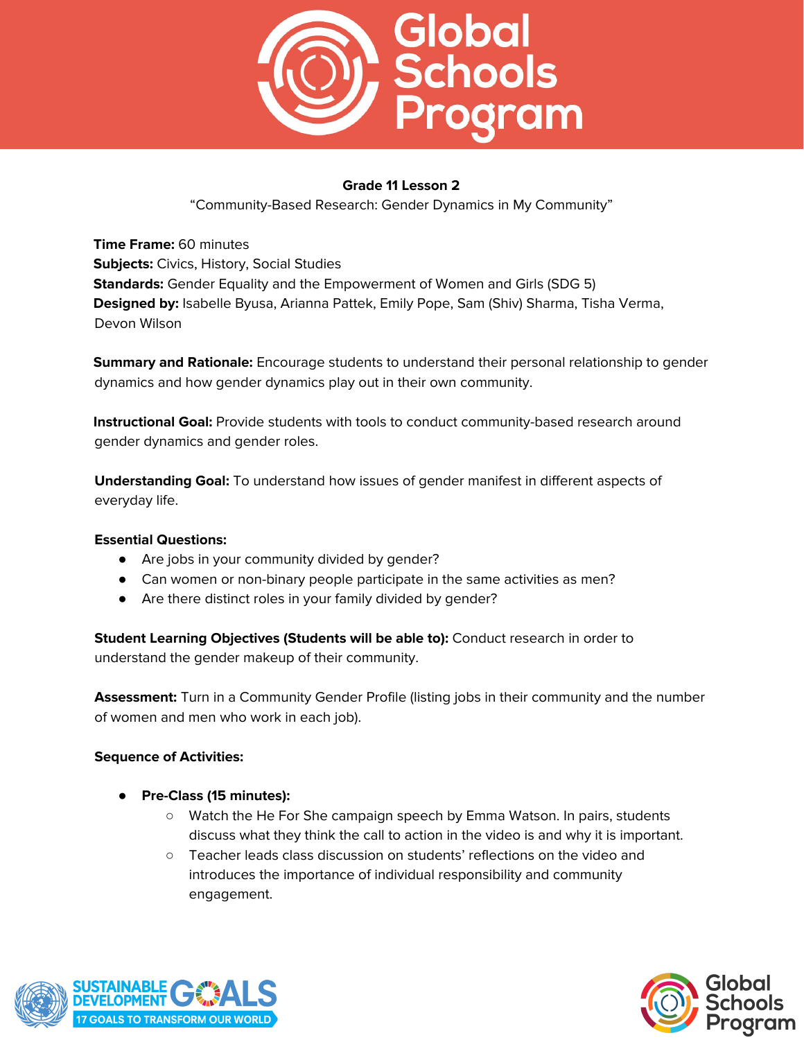**Grade 11 Lesson 2**

"Community-Based Research: Gender Dynamics in My Community"

**Time Frame:** 60 minutes
**Subjects:** Civics, History, Social Studies
**Standards:** Gender Equality and the Empowerment of Women and Girls (SDG 5)
**Designed by:** Isabelle Byusa, Arianna Pattek, Emily Pope, Sam (Shiv) Sharma, Tisha Verma, Devon Wilson

**Summary and Rationale:** Encourage students to understand their personal relationship to gender dynamics and how gender dynamics play out in their own community.

**Instructional Goal:** Provide students with tools to conduct community-based research around gender dynamics and gender roles.

**Understanding Goal:** To understand how issues of gender manifest in different aspects of everyday life.

**Essential Questions:**

- Are jobs in your community divided by gender?
- Can women or non-binary people participate in the same activities as men?
- Are there distinct roles in your family divided by gender?

**Student Learning Objectives (Students will be able to):** Conduct research in order to understand the gender makeup of their community.

**Assessment:** Turn in a Community Gender Profile (listing jobs in their community and the number of women and men who work in each job).

**Sequence of Activities:**

- **Pre-Class (15 minutes):**
  - Watch the He For She campaign speech by Emma Watson. In pairs, students discuss what they think the call to action in the video is and why it is important.
  - Teacher leads class discussion on students' reflections on the video and introduces the importance of individual responsibility and community engagement.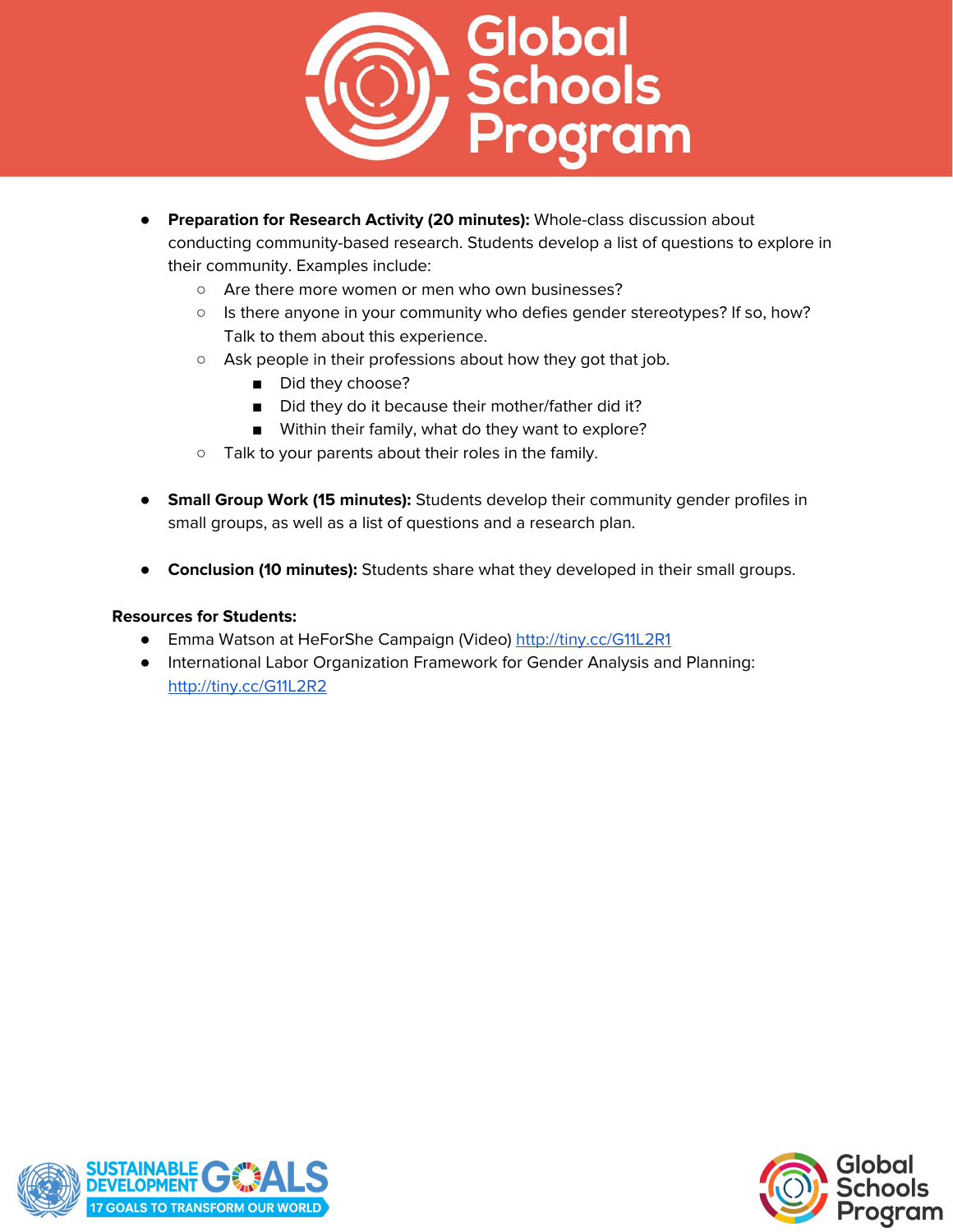- **Preparation for Research Activity (20 minutes):** Whole-class discussion about conducting community-based research. Students develop a list of questions to explore in their community. Examples include:
  - Are there more women or men who own businesses?
  - Is there anyone in your community who defies gender stereotypes? If so, how? Talk to them about this experience.
  - Ask people in their professions about how they got that job.
    - Did they choose?
    - Did they do it because their mother/father did it?
    - Within their family, what do they want to explore?
  - Talk to your parents about their roles in the family.

- **Small Group Work (15 minutes):** Students develop their community gender profiles in small groups, as well as a list of questions and a research plan.

- **Conclusion (10 minutes):** Students share what they developed in their small groups.

**Resources for Students:**

- Emma Watson at HeForShe Campaign (Video) http://tiny.cc/G11L2R1
- International Labor Organization Framework for Gender Analysis and Planning: http://tiny.cc/G11L2R2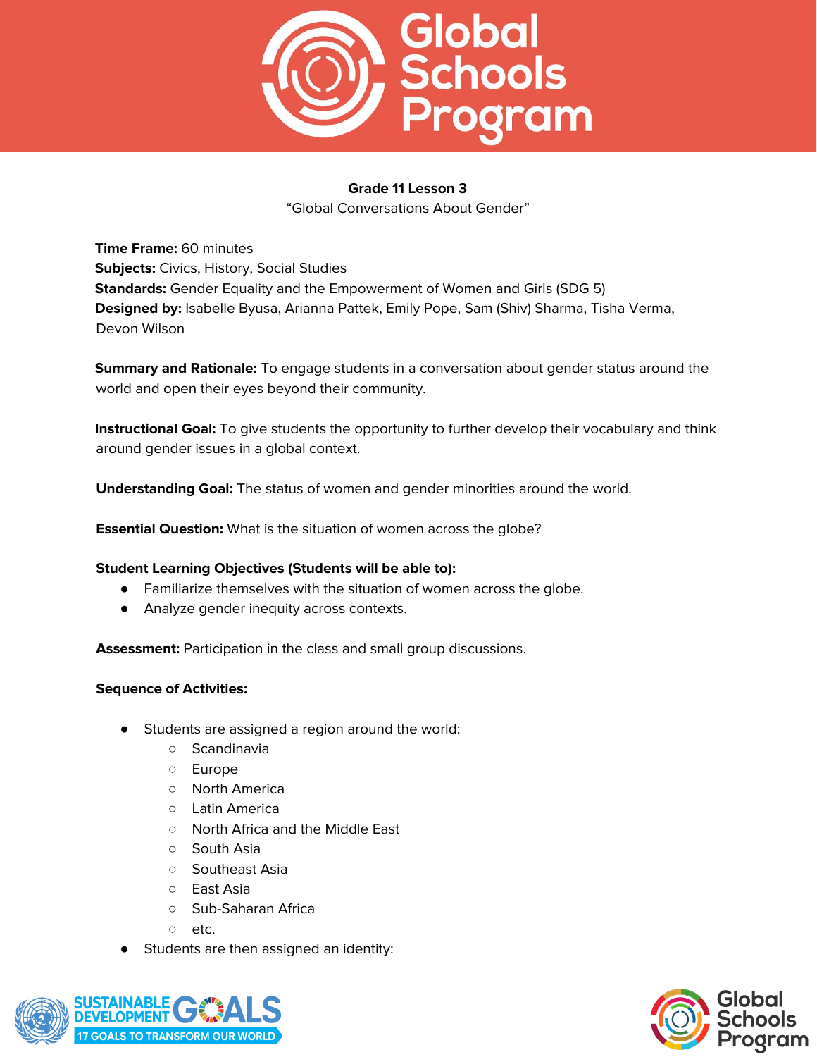**Grade 11 Lesson 3**
"Global Conversations About Gender"

**Time Frame:** 60 minutes
**Subjects:** Civics, History, Social Studies
**Standards:** Gender Equality and the Empowerment of Women and Girls (SDG 5)
**Designed by:** Isabelle Byusa, Arianna Pattek, Emily Pope, Sam (Shiv) Sharma, Tisha Verma, Devon Wilson

**Summary and Rationale:** To engage students in a conversation about gender status around the world and open their eyes beyond their community.

**Instructional Goal:** To give students the opportunity to further develop their vocabulary and think around gender issues in a global context.

**Understanding Goal:** The status of women and gender minorities around the world.

**Essential Question:** What is the situation of women across the globe?

**Student Learning Objectives (Students will be able to):**

- Familiarize themselves with the situation of women across the globe.
- Analyze gender inequity across contexts.

**Assessment:** Participation in the class and small group discussions.

**Sequence of Activities:**

- Students are assigned a region around the world:
  - Scandinavia
  - Europe
  - North America
  - Latin America
  - North Africa and the Middle East
  - South Asia
  - Southeast Asia
  - East Asia
  - Sub-Saharan Africa
  - etc.
- Students are then assigned an identity: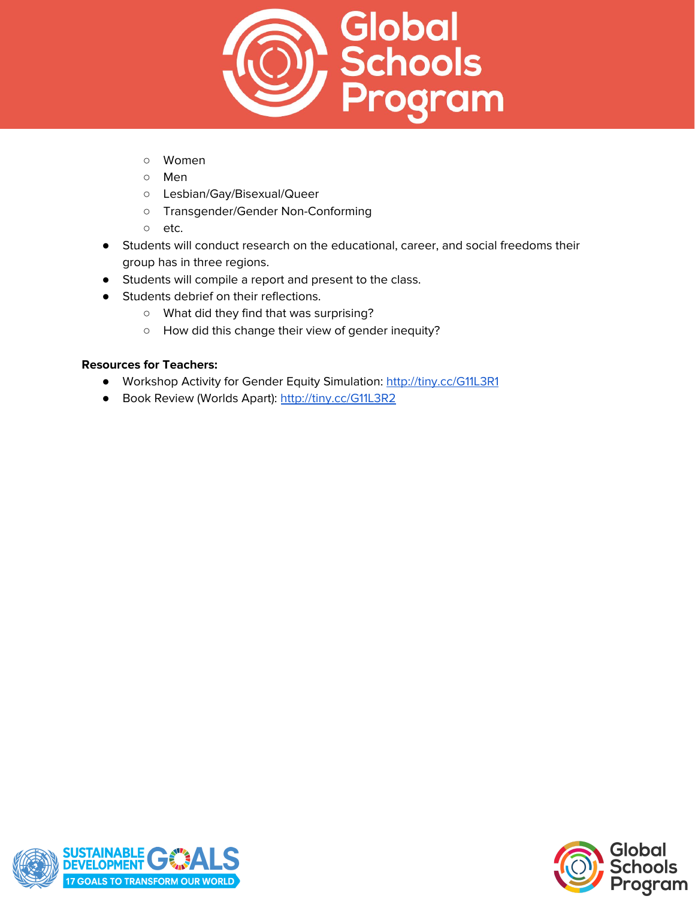- Women
  - Men
  - Lesbian/Gay/Bisexual/Queer
  - Transgender/Gender Non-Conforming
  - etc.
- Students will conduct research on the educational, career, and social freedoms their group has in three regions.
- Students will compile a report and present to the class.
- Students debrief on their reflections.
  - What did they find that was surprising?
  - How did this change their view of gender inequity?

**Resources for Teachers:**

- Workshop Activity for Gender Equity Simulation: http://tiny.cc/G11L3R1
- Book Review (Worlds Apart): http://tiny.cc/G11L3R2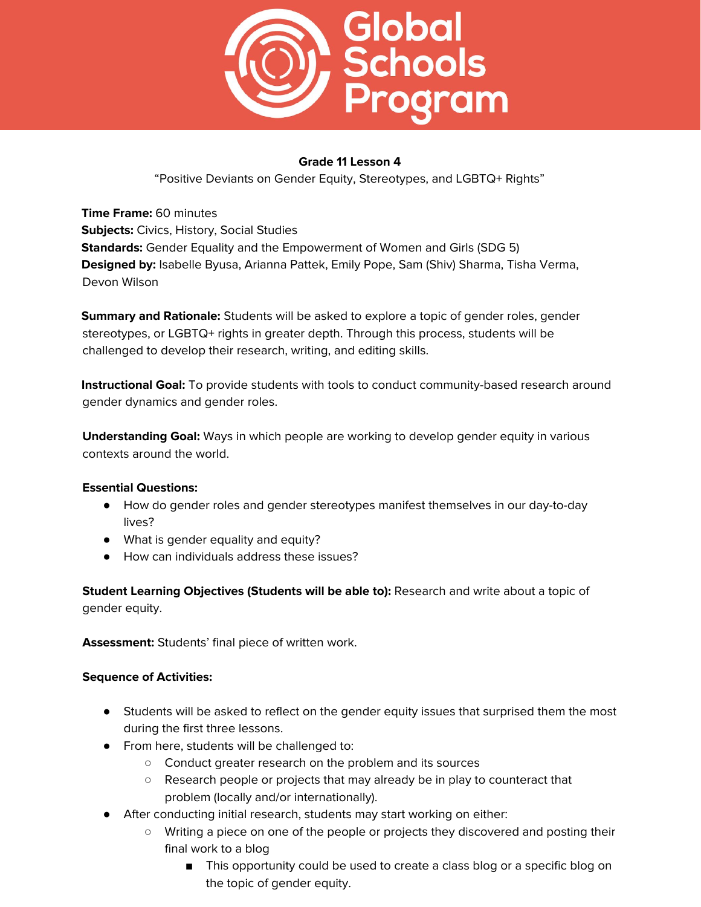**Grade 11 Lesson 4**

"Positive Deviants on Gender Equity, Stereotypes, and LGBTQ+ Rights"

**Time Frame:** 60 minutes
**Subjects:** Civics, History, Social Studies
**Standards:** Gender Equality and the Empowerment of Women and Girls (SDG 5)
**Designed by:** Isabelle Byusa, Arianna Pattek, Emily Pope, Sam (Shiv) Sharma, Tisha Verma, Devon Wilson

**Summary and Rationale:** Students will be asked to explore a topic of gender roles, gender stereotypes, or LGBTQ+ rights in greater depth. Through this process, students will be challenged to develop their research, writing, and editing skills.

**Instructional Goal:** To provide students with tools to conduct community-based research around gender dynamics and gender roles.

**Understanding Goal:** Ways in which people are working to develop gender equity in various contexts around the world.

**Essential Questions:**

- How do gender roles and gender stereotypes manifest themselves in our day-to-day lives?
- What is gender equality and equity?
- How can individuals address these issues?

**Student Learning Objectives (Students will be able to):** Research and write about a topic of gender equity.

**Assessment:** Students' final piece of written work.

**Sequence of Activities:**

- Students will be asked to reflect on the gender equity issues that surprised them the most during the first three lessons.
- From here, students will be challenged to:
  - Conduct greater research on the problem and its sources
  - Research people or projects that may already be in play to counteract that problem (locally and/or internationally).
- After conducting initial research, students may start working on either:
  - Writing a piece on one of the people or projects they discovered and posting their final work to a blog
    - This opportunity could be used to create a class blog or a specific blog on the topic of gender equity.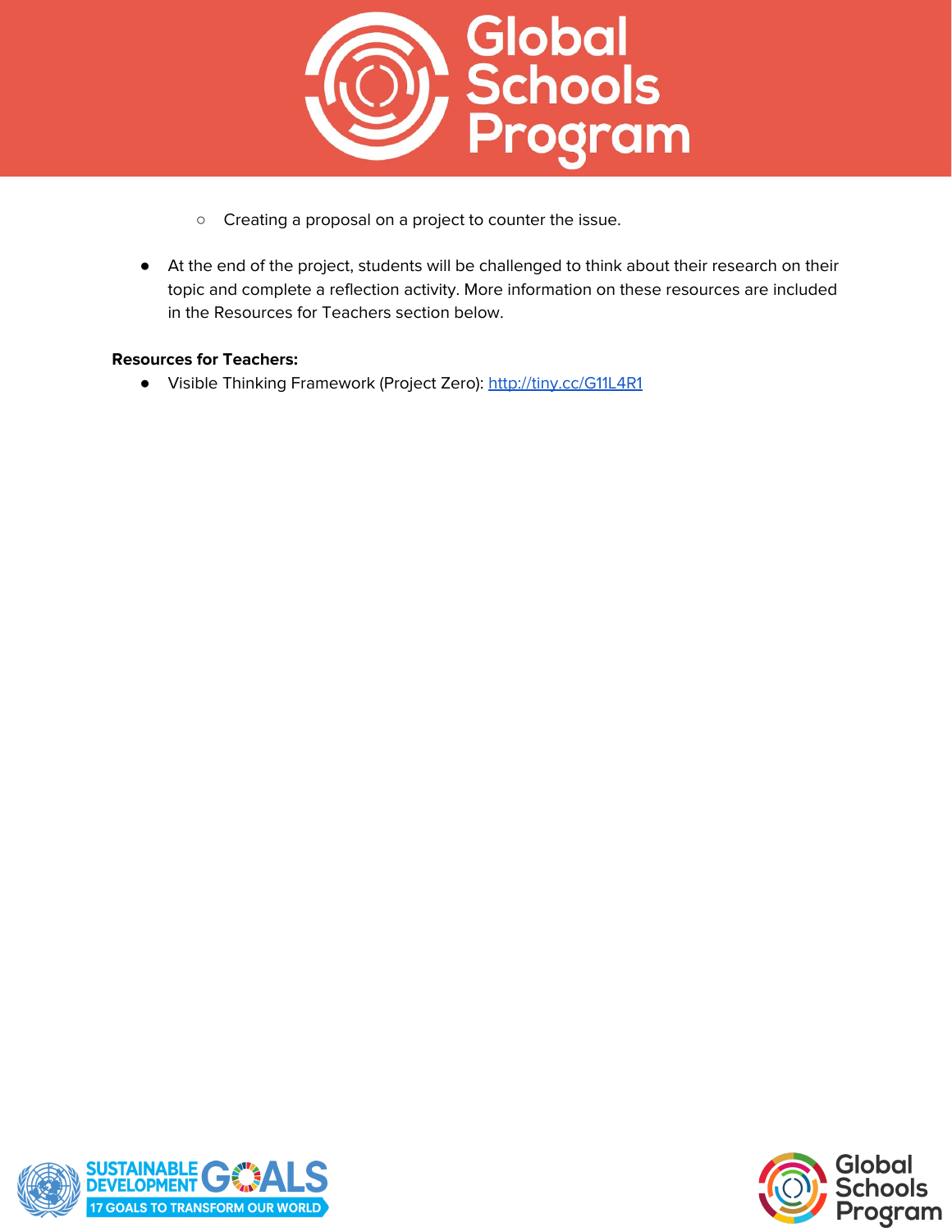- Creating a proposal on a project to counter the issue.

- At the end of the project, students will be challenged to think about their research on their topic and complete a reflection activity. More information on these resources are included in the Resources for Teachers section below.

**Resources for Teachers:**

- Visible Thinking Framework (Project Zero): http://tiny.cc/G11L4R1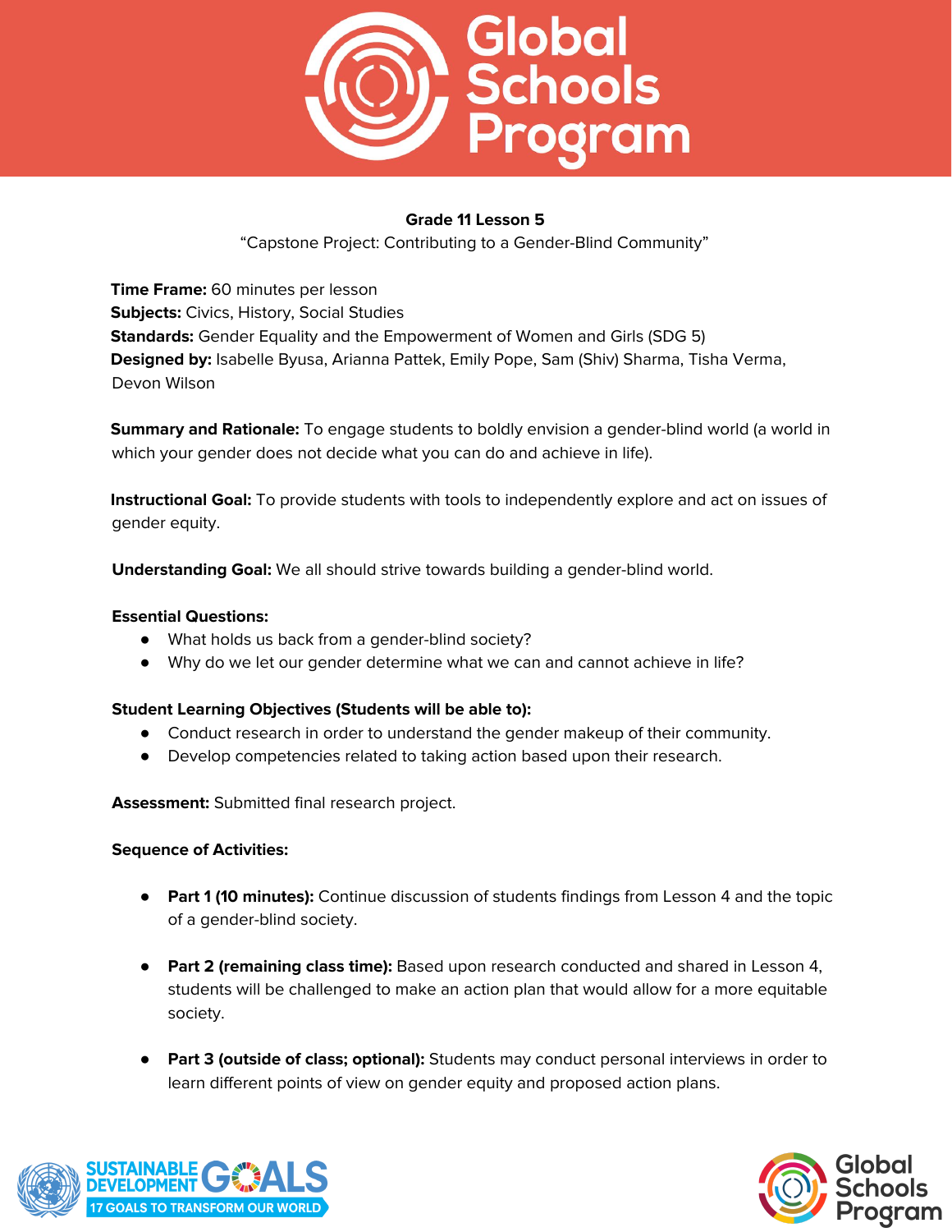**Grade 11 Lesson 5**

"Capstone Project: Contributing to a Gender-Blind Community"

**Time Frame:** 60 minutes per lesson
**Subjects:** Civics, History, Social Studies
**Standards:** Gender Equality and the Empowerment of Women and Girls (SDG 5)
**Designed by:** Isabelle Byusa, Arianna Pattek, Emily Pope, Sam (Shiv) Sharma, Tisha Verma, Devon Wilson

**Summary and Rationale:** To engage students to boldly envision a gender-blind world (a world in which your gender does not decide what you can do and achieve in life).

**Instructional Goal:** To provide students with tools to independently explore and act on issues of gender equity.

**Understanding Goal:** We all should strive towards building a gender-blind world.

**Essential Questions:**

- What holds us back from a gender-blind society?
- Why do we let our gender determine what we can and cannot achieve in life?

**Student Learning Objectives (Students will be able to):**

- Conduct research in order to understand the gender makeup of their community.
- Develop competencies related to taking action based upon their research.

**Assessment:** Submitted final research project.

**Sequence of Activities:**

- **Part 1 (10 minutes):** Continue discussion of students findings from Lesson 4 and the topic of a gender-blind society.
- **Part 2 (remaining class time):** Based upon research conducted and shared in Lesson 4, students will be challenged to make an action plan that would allow for a more equitable society.
- **Part 3 (outside of class; optional):** Students may conduct personal interviews in order to learn different points of view on gender equity and proposed action plans.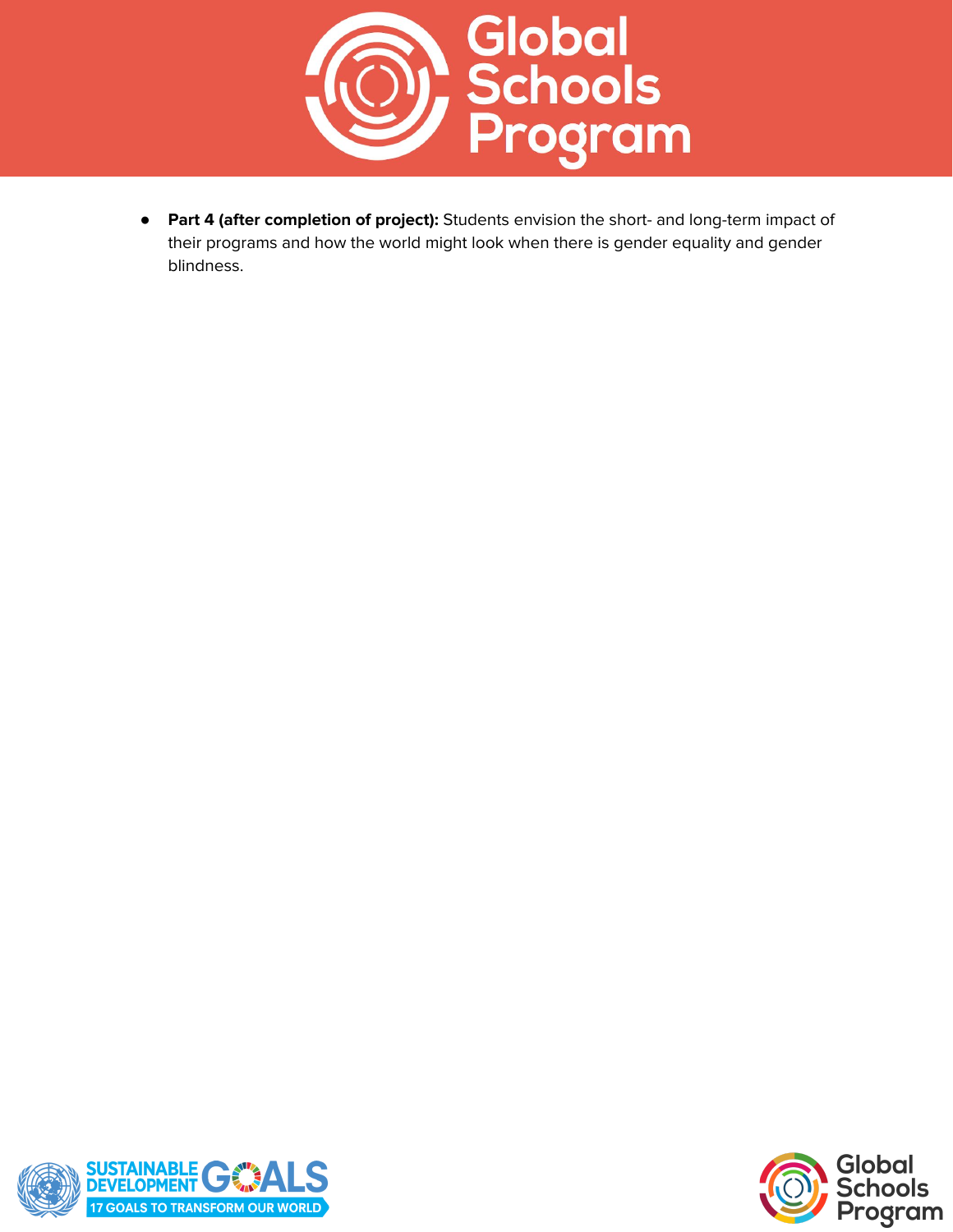- **Part 4 (after completion of project):** Students envision the short- and long-term impact of their programs and how the world might look when there is gender equality and gender blindness.